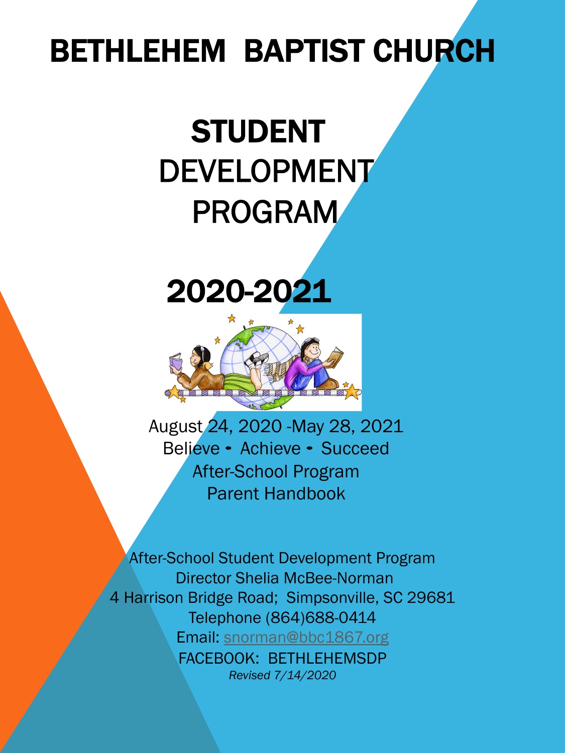# BETHLEHEM BAPTIST CHURCH

# STUDENT DEVELOPMENT PROGRAM

# 2020-2021

August 24, 2020 -May 28, 2021

Believe • Achieve • Succeed

After-School Program

Parent Handbook

After-School Student Development Program

Director Shelia McBee-Norman

4 Harrison Bridge Road; Simpsonville, SC 29681

Telephone (864)688-0414

Email: snorman@bbc1867.org

FACEBOOK: BETHLEHEMSDP

*Revised 7/14/2020*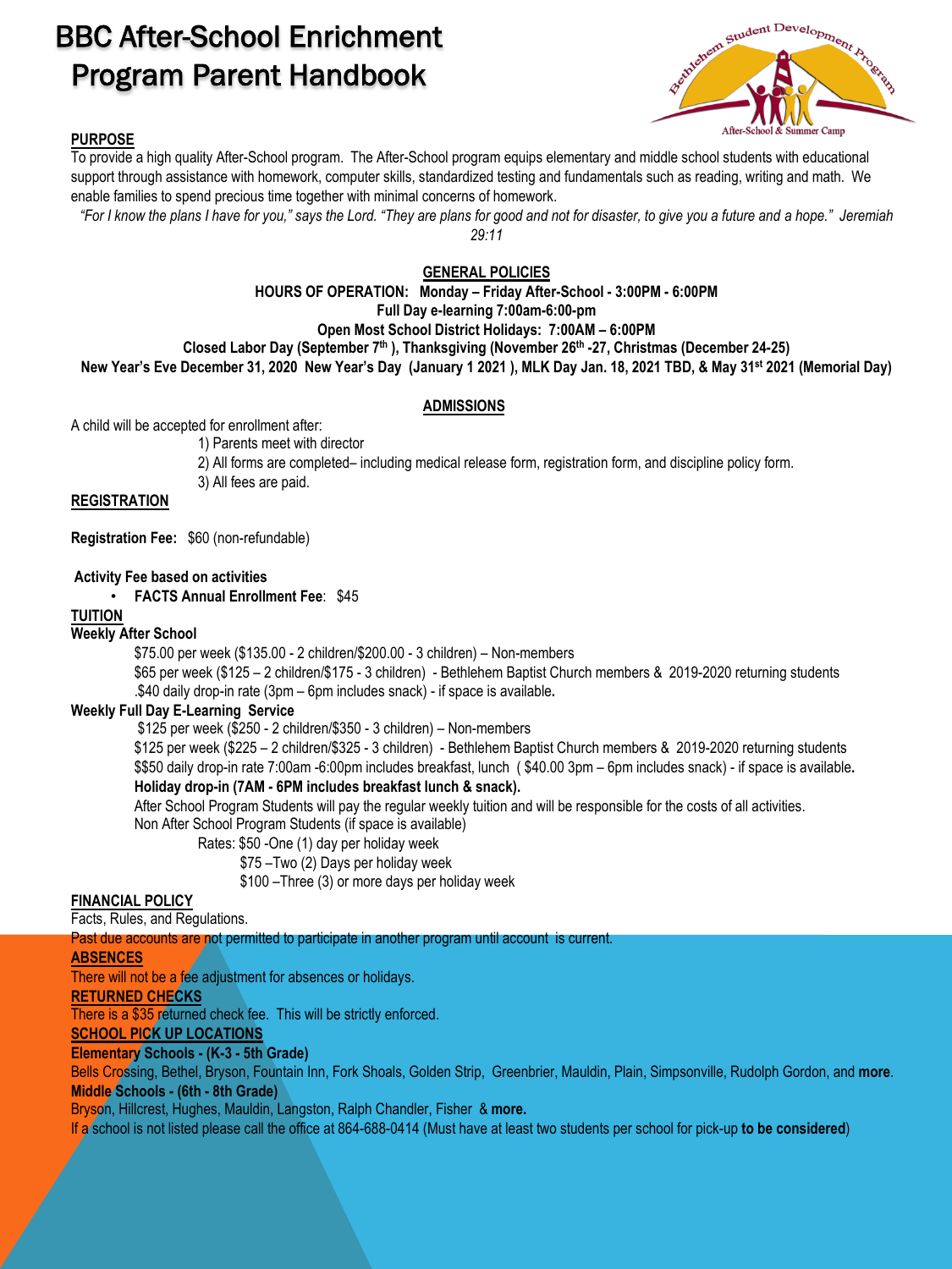# BBC After-School Enrichment Program Parent Handbook

**PURPOSE**

To provide a high quality After-School program. The After-School program equips elementary and middle school students with educational support through assistance with homework, computer skills, standardized testing and fundamentals such as reading, writing and math. We enable families to spend precious time together with minimal concerns of homework.

*"For I know the plans I have for you," says the Lord. "They are plans for good and not for disaster, to give you a future and a hope." Jeremiah 29:11*

## GENERAL POLICIES

**HOURS OF OPERATION: Monday – Friday After-School - 3:00PM - 6:00PM**

**Full Day e-learning 7:00am-6:00-pm**

**Open Most School District Holidays: 7:00AM – 6:00PM**

**Closed Labor Day (September 7th ), Thanksgiving (November 26th -27, Christmas (December 24-25)**

**New Year's Eve December 31, 2020 New Year's Day (January 1 2021 ), MLK Day Jan. 18, 2021 TBD, & May 31st 2021 (Memorial Day)**

## ADMISSIONS

A child will be accepted for enrollment after:

1) Parents meet with director
2) All forms are completed– including medical release form, registration form, and discipline policy form.
3) All fees are paid.

**REGISTRATION**

**Registration Fee:** $60 (non-refundable)

**Activity Fee based on activities**

- **FACTS Annual Enrollment Fee**: $45

**TUITION**

**Weekly After School**

$75.00 per week ($135.00 - 2 children/$200.00 - 3 children) – Non-members

$65 per week ($125 – 2 children/$175 - 3 children) - Bethlehem Baptist Church members & 2019-2020 returning students

.$40 daily drop-in rate (3pm – 6pm includes snack) - if space is available**.**

**Weekly Full Day E-Learning Service**

$125 per week ($250 - 2 children/$350 - 3 children) – Non-members

$125 per week ($225 – 2 children/$325 - 3 children) - Bethlehem Baptist Church members & 2019-2020 returning students

$$50 daily drop-in rate 7:00am -6:00pm includes breakfast, lunch ( $40.00 3pm – 6pm includes snack) - if space is available**.**

**Holiday drop-in (7AM - 6PM includes breakfast lunch & snack).**

After School Program Students will pay the regular weekly tuition and will be responsible for the costs of all activities.

Non After School Program Students (if space is available)

Rates: $50 -One (1) day per holiday week

$75 –Two (2) Days per holiday week

$100 –Three (3) or more days per holiday week

**FINANCIAL POLICY**

Facts, Rules, and Regulations.

Past due accounts are not permitted to participate in another program until account is current.

**ABSENCES**

There will not be a fee adjustment for absences or holidays.

**RETURNED CHECKS**

There is a $35 returned check fee. This will be strictly enforced.

**SCHOOL PICK UP LOCATIONS**

**Elementary Schools - (K-3 - 5th Grade)**

Bells Crossing, Bethel, Bryson, Fountain Inn, Fork Shoals, Golden Strip, Greenbrier, Mauldin, Plain, Simpsonville, Rudolph Gordon, and **more**.

**Middle Schools - (6th - 8th Grade)**

Bryson, Hillcrest, Hughes, Mauldin, Langston, Ralph Chandler, Fisher & **more.**

If a school is not listed please call the office at 864-688-0414 (Must have at least two students per school for pick-up **to be considered**)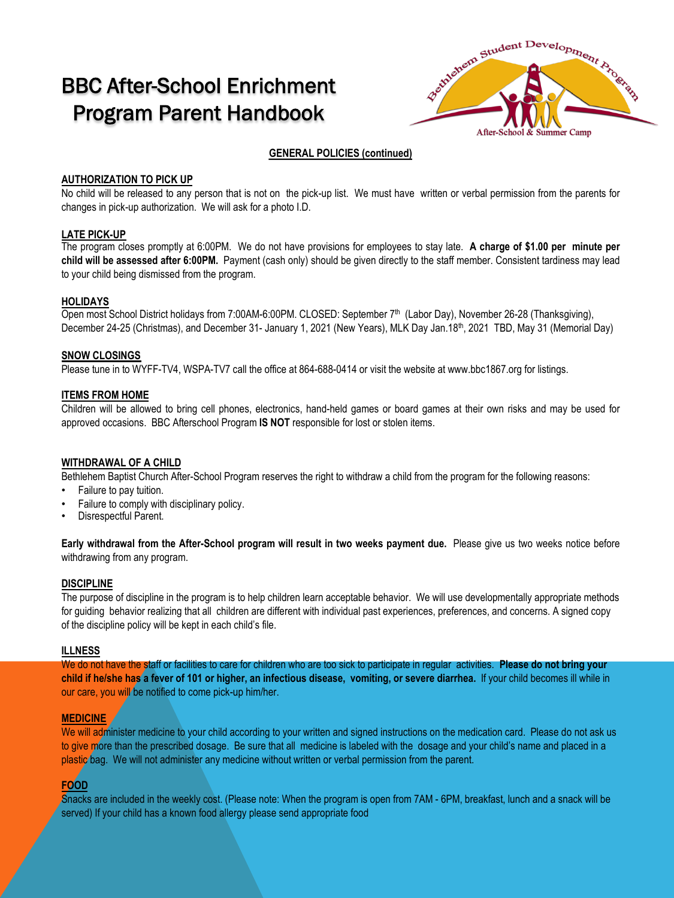# BBC After-School Enrichment Program Parent Handbook

**GENERAL POLICIES (continued)**

### AUTHORIZATION TO PICK UP

No child will be released to any person that is not on the pick-up list. We must have written or verbal permission from the parents for changes in pick-up authorization. We will ask for a photo I.D.

### LATE PICK-UP

The program closes promptly at 6:00PM. We do not have provisions for employees to stay late. **A charge of $1.00 per minute per child will be assessed after 6:00PM.** Payment (cash only) should be given directly to the staff member. Consistent tardiness may lead to your child being dismissed from the program.

### HOLIDAYS

Open most School District holidays from 7:00AM-6:00PM. CLOSED: September 7th (Labor Day), November 26-28 (Thanksgiving), December 24-25 (Christmas), and December 31- January 1, 2021 (New Years), MLK Day Jan.18th, 2021 TBD, May 31 (Memorial Day)

### SNOW CLOSINGS

Please tune in to WYFF-TV4, WSPA-TV7 call the office at 864-688-0414 or visit the website at www.bbc1867.org for listings.

### ITEMS FROM HOME

Children will be allowed to bring cell phones, electronics, hand-held games or board games at their own risks and may be used for approved occasions. BBC Afterschool Program **IS NOT** responsible for lost or stolen items.

### WITHDRAWAL OF A CHILD

Bethlehem Baptist Church After-School Program reserves the right to withdraw a child from the program for the following reasons:

- Failure to pay tuition.
- Failure to comply with disciplinary policy.
- Disrespectful Parent.

**Early withdrawal from the After-School program will result in two weeks payment due.** Please give us two weeks notice before withdrawing from any program.

### DISCIPLINE

The purpose of discipline in the program is to help children learn acceptable behavior. We will use developmentally appropriate methods for guiding behavior realizing that all children are different with individual past experiences, preferences, and concerns. A signed copy of the discipline policy will be kept in each child's file.

### ILLNESS

We do not have the staff or facilities to care for children who are too sick to participate in regular activities. **Please do not bring your child if he/she has a fever of 101 or higher, an infectious disease, vomiting, or severe diarrhea.** If your child becomes ill while in our care, you will be notified to come pick-up him/her.

### MEDICINE

We will administer medicine to your child according to your written and signed instructions on the medication card. Please do not ask us to give more than the prescribed dosage. Be sure that all medicine is labeled with the dosage and your child's name and placed in a plastic bag. We will not administer any medicine without written or verbal permission from the parent.

### FOOD

Snacks are included in the weekly cost. (Please note: When the program is open from 7AM - 6PM, breakfast, lunch and a snack will be served) If your child has a known food allergy please send appropriate food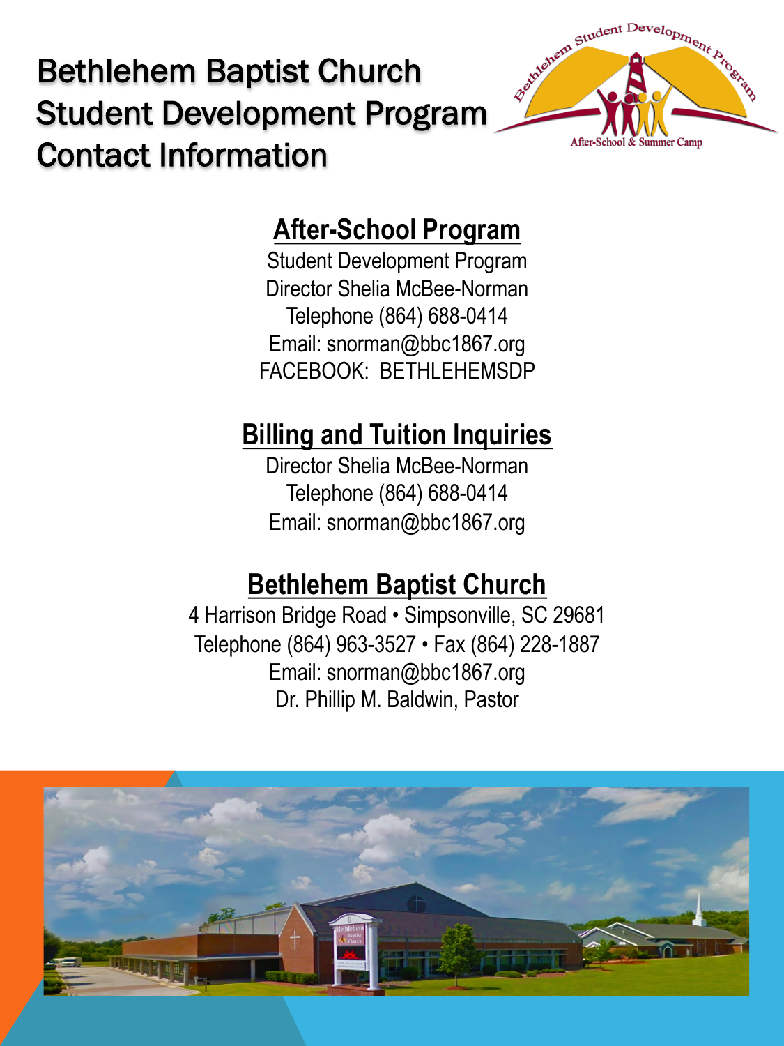# Bethlehem Baptist Church Student Development Program Contact Information

## After-School Program

Student Development Program
Director Shelia McBee-Norman
Telephone (864) 688-0414
Email: snorman@bbc1867.org
FACEBOOK: BETHLEHEMSDP

## Billing and Tuition Inquiries

Director Shelia McBee-Norman
Telephone (864) 688-0414
Email: snorman@bbc1867.org

## Bethlehem Baptist Church

4 Harrison Bridge Road • Simpsonville, SC 29681
Telephone (864) 963-3527 • Fax (864) 228-1887
Email: snorman@bbc1867.org
Dr. Phillip M. Baldwin, Pastor